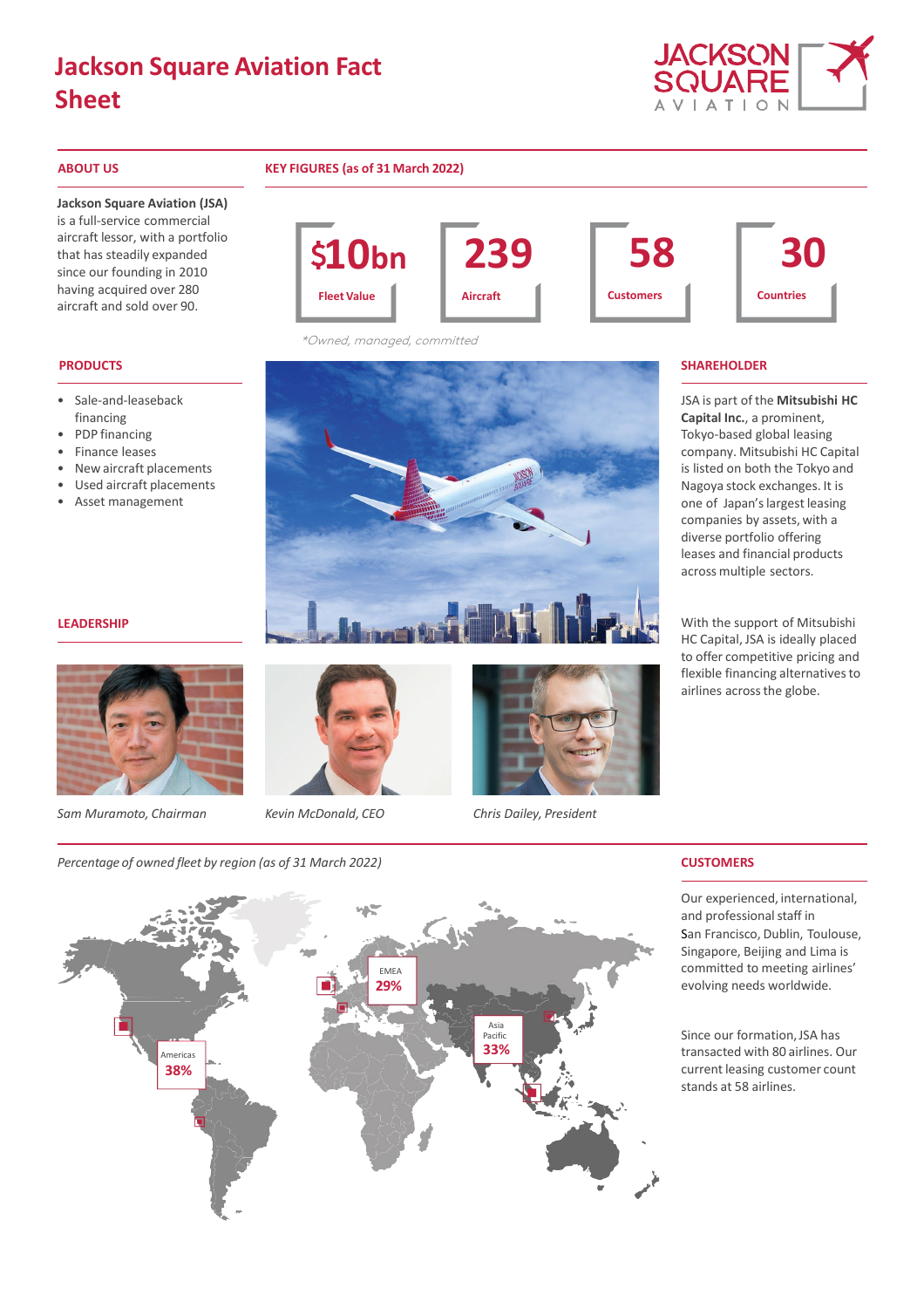# Jackson Square Aviation Fact Sheet

## ABOUT US

**Jackson Square Aviation (JSA)** is a full-service commercial aircraft lessor, with a portfolio that has steadily expanded since our founding in 2010 having acquired over 280 aircraft and sold over 90.

## KEY FIGURES (as of 31 March 2022)

| $10bn | 239 | 58 | 30 |
|---|---|---|---|
| Fleet Value | Aircraft | Customers | Countries |

*\*Owned, managed, committed*

## PRODUCTS

- Sale-and-leaseback financing
- PDP financing
- Finance leases
- New aircraft placements
- Used aircraft placements
- Asset management

## SHAREHOLDER

JSA is part of the **Mitsubishi HC Capital Inc.**, a prominent, Tokyo-based global leasing company. Mitsubishi HC Capital is listed on both the Tokyo and Nagoya stock exchanges. It is one of Japan's largest leasing companies by assets, with a diverse portfolio offering leases and financial products across multiple sectors.

With the support of Mitsubishi HC Capital, JSA is ideally placed to offer competitive pricing and flexible financing alternatives to airlines across the globe.

## LEADERSHIP

*Sam Muramoto, Chairman*

*Kevin McDonald, CEO*

*Chris Dailey, President*

*Percentage of owned fleet by region (as of 31 March 2022)*

- Americas 38%
- EMEA 29%
- Asia Pacific 33%

## CUSTOMERS

Our experienced, international, and professional staff in San Francisco, Dublin, Toulouse, Singapore, Beijing and Lima is committed to meeting airlines' evolving needs worldwide.

Since our formation, JSA has transacted with 80 airlines. Our current leasing customer count stands at 58 airlines.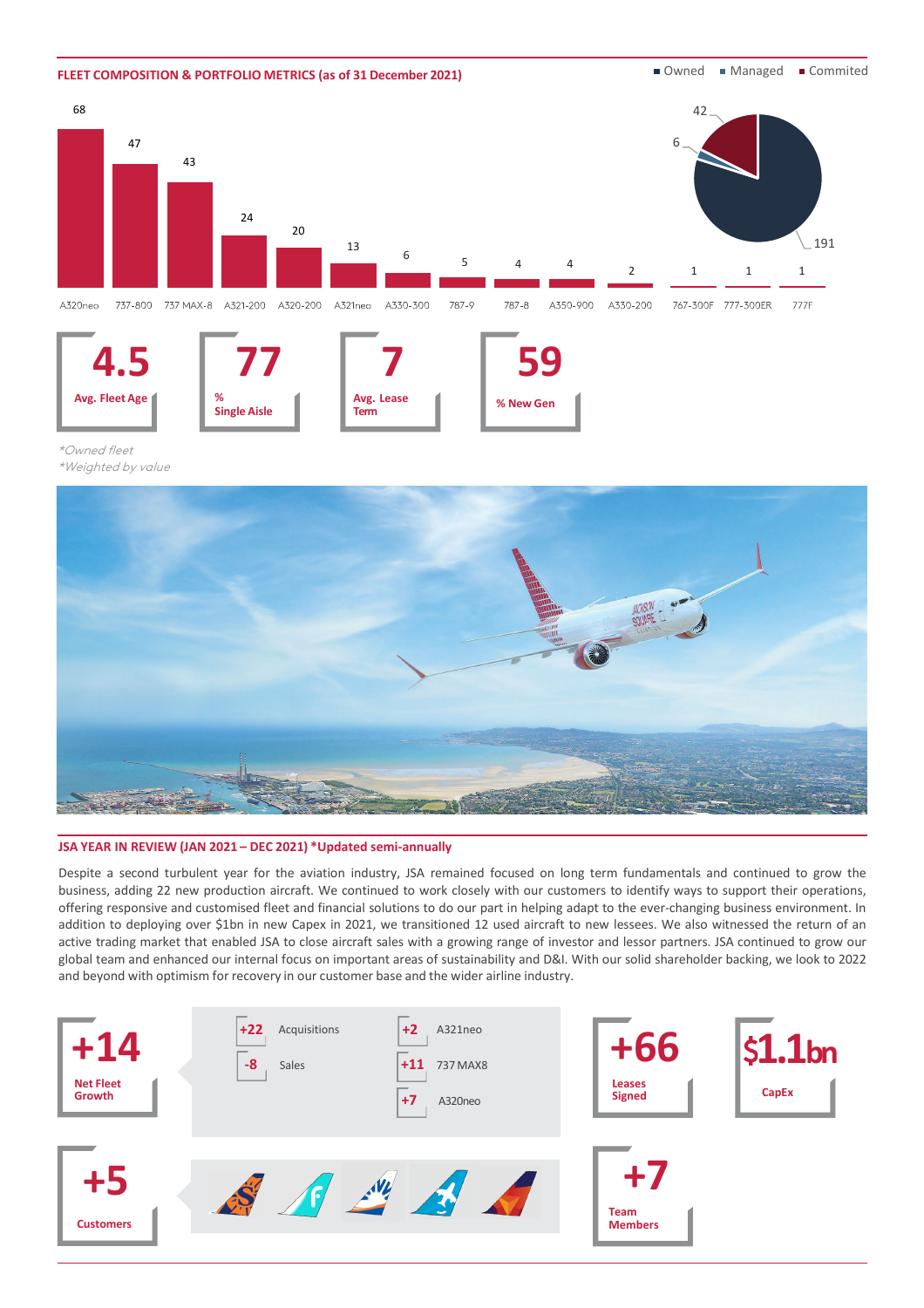## FLEET COMPOSITION & PORTFOLIO METRICS (as of 31 December 2021)

Owned
Managed
Commited

68
47
43
24
20
13
6
5
4
4
2
1
1
1

A320neo
737-800
737 MAX-8
A321-200
A320-200
A321neo
A330-300
787-9
787-8
A350-900
A330-200
767-300F
777-300ER
777F

42
6
191

**4.5**
**Avg. Fleet Age**

**77**
**% Single Aisle**

**7**
**Avg. Lease Term**

**59**
**% New Gen**

*\*Owned fleet*
*\*Weighted by value*

## JSA YEAR IN REVIEW (JAN 2021 – DEC 2021) *Updated semi-annually

Despite a second turbulent year for the aviation industry, JSA remained focused on long term fundamentals and continued to grow the business, adding 22 new production aircraft. We continued to work closely with our customers to identify ways to support their operations, offering responsive and customised fleet and financial solutions to do our part in helping adapt to the ever-changing business environment. In addition to deploying over $1bn in new Capex in 2021, we transitioned 12 used aircraft to new lessees. We also witnessed the return of an active trading market that enabled JSA to close aircraft sales with a growing range of investor and lessor partners. JSA continued to grow our global team and enhanced our internal focus on important areas of sustainability and D&I. With our solid shareholder backing, we look to 2022 and beyond with optimism for recovery in our customer base and the wider airline industry.

**+14**
**Net Fleet Growth**

**+22** Acquisitions
**-8** Sales

**+2** A321neo
**+11** 737 MAX8
**+7** A320neo

**+66**
**Leases Signed**

**$1.1bn**
**CapEx**

**+5**
**Customers**

**+7**
**Team Members**